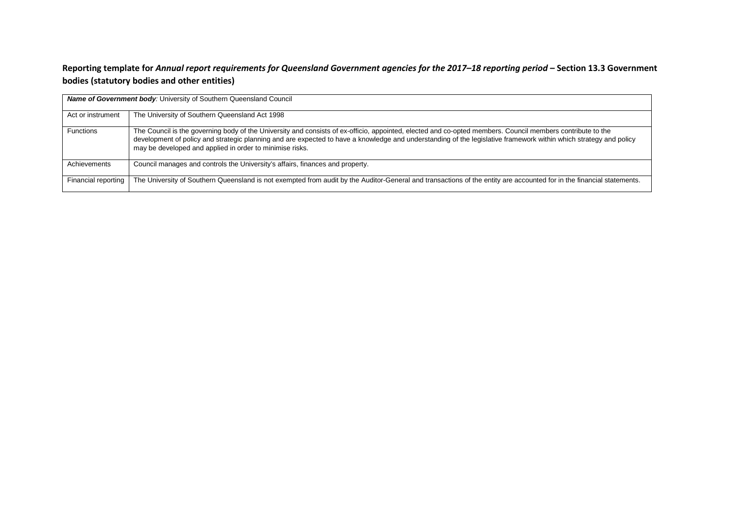**Reporting template for *Annual report requirements for Queensland Government agencies for the 2017–18 reporting period* – Section 13.3 Government bodies (statutory bodies and other entities)**

| ***Name of Government body:*** University of Southern Queensland Council | |
|---|---|
| Act or instrument | The University of Southern Queensland Act 1998 |
| Functions | The Council is the governing body of the University and consists of ex-officio, appointed, elected and co-opted members. Council members contribute to the development of policy and strategic planning and are expected to have a knowledge and understanding of the legislative framework within which strategy and policy may be developed and applied in order to minimise risks. |
| Achievements | Council manages and controls the University's affairs, finances and property. |
| Financial reporting | The University of Southern Queensland is not exempted from audit by the Auditor-General and transactions of the entity are accounted for in the financial statements. |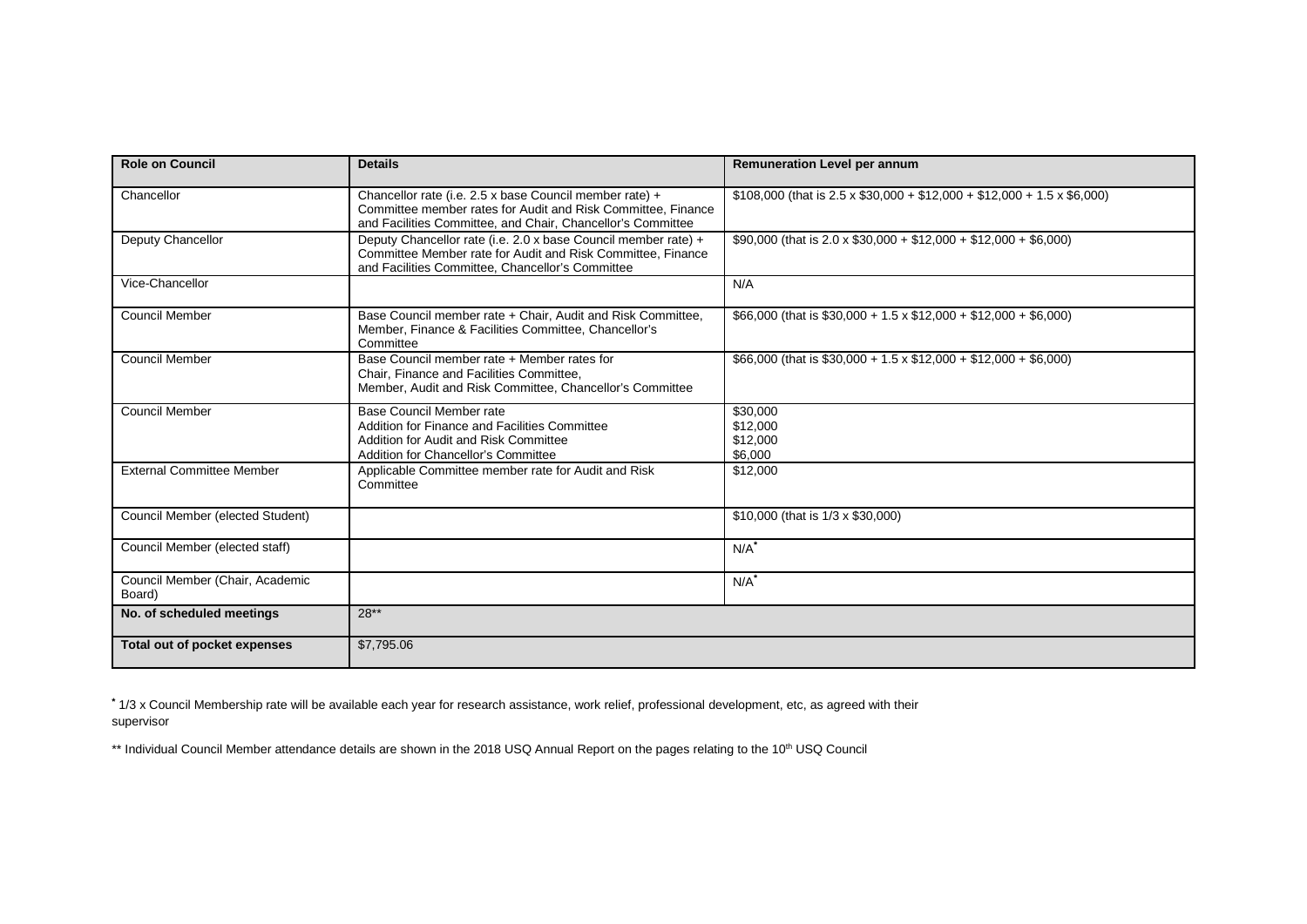| Role on Council | Details | Remuneration Level per annum |
|---|---|---|
| Chancellor | Chancellor rate (i.e. 2.5 x base Council member rate) + Committee member rates for Audit and Risk Committee, Finance and Facilities Committee, and Chair, Chancellor's Committee | $108,000 (that is 2.5 x $30,000 + $12,000 + $12,000 + 1.5 x $6,000) |
| Deputy Chancellor | Deputy Chancellor rate (i.e. 2.0 x base Council member rate) + Committee Member rate for Audit and Risk Committee, Finance and Facilities Committee, Chancellor's Committee | $90,000 (that is 2.0 x $30,000 + $12,000 + $12,000 + $6,000) |
| Vice-Chancellor | | N/A |
| Council Member | Base Council member rate + Chair, Audit and Risk Committee, Member, Finance & Facilities Committee, Chancellor's Committee | $66,000 (that is $30,000 + 1.5 x $12,000 + $12,000 + $6,000) |
| Council Member | Base Council member rate + Member rates for Chair, Finance and Facilities Committee, Member, Audit and Risk Committee, Chancellor's Committee | $66,000 (that is $30,000 + 1.5 x $12,000 + $12,000 + $6,000) |
| Council Member | Base Council Member rate<br>Addition for Finance and Facilities Committee<br>Addition for Audit and Risk Committee<br>Addition for Chancellor's Committee | $30,000<br>$12,000<br>$12,000<br>$6,000 |
| External Committee Member | Applicable Committee member rate for Audit and Risk Committee | $12,000 |
| Council Member (elected Student) | | $10,000 (that is 1/3 x $30,000) |
| Council Member (elected staff) | | N/A* |
| Council Member (Chair, Academic Board) | | N/A* |
| **No. of scheduled meetings** | 28** | |
| **Total out of pocket expenses** | $7,795.06 | |

* 1/3 x Council Membership rate will be available each year for research assistance, work relief, professional development, etc, as agreed with their supervisor

** Individual Council Member attendance details are shown in the 2018 USQ Annual Report on the pages relating to the 10th USQ Council